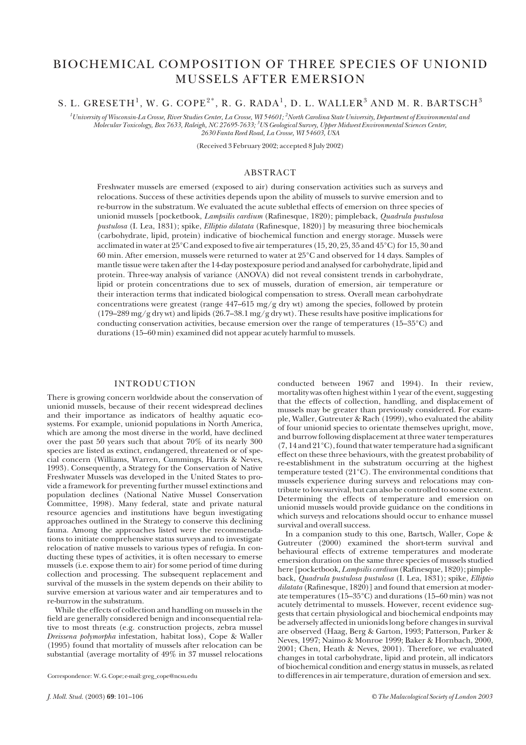# BIOCHEMICAL COMPOSITION OF THREE SPECIES OF UNIONID MUSSELS AFTER EMERSION

S. L. GRESETH[1], W. G. COPE[2*], R. G. RADA[1], D. L. WALLER[3] AND M. R. BARTSCH[3]

[1]*University of Wisconsin-La Crosse, River Studies Center, La Crosse, WI 54601;* [2]*North Carolina State University, Department of Environmental and Molecular Toxicology, Box 7633, Raleigh, NC 27695-7633;* [3]*US Geological Survey, Upper Midwest Environmental Sciences Center, 2630 Fanta Reed Road, La Crosse, WI 54603, USA*

(Received 3 February 2002; accepted 8 July 2002)

## ABSTRACT

Freshwater mussels are emersed (exposed to air) during conservation activities such as surveys and relocations. Success of these activities depends upon the ability of mussels to survive emersion and to re-burrow in the substratum. We evaluated the acute sublethal effects of emersion on three species of unionid mussels [pocketbook, *Lampsilis cardium* (Rafinesque, 1820); pimpleback, *Quadrula pustulosa pustulosa* (I. Lea, 1831); spike, *Elliptio dilatata* (Rafinesque, 1820)] by measuring three biochemicals (carbohydrate, lipid, protein) indicative of biochemical function and energy storage. Mussels were acclimated in water at 25°C and exposed to five air temperatures (15, 20, 25, 35 and 45°C) for 15, 30 and 60 min. After emersion, mussels were returned to water at 25°C and observed for 14 days. Samples of mantle tissue were taken after the 14-day postexposure period and analysed for carbohydrate, lipid and protein. Three-way analysis of variance (ANOVA) did not reveal consistent trends in carbohydrate, lipid or protein concentrations due to sex of mussels, duration of emersion, air temperature or their interaction terms that indicated biological compensation to stress. Overall mean carbohydrate concentrations were greatest (range 447–615 mg/g dry wt) among the species, followed by protein (179–289 mg/g dry wt) and lipids (26.7–38.1 mg/g dry wt). These results have positive implications for conducting conservation activities, because emersion over the range of temperatures (15–35°C) and durations (15–60 min) examined did not appear acutely harmful to mussels.

## INTRODUCTION

There is growing concern worldwide about the conservation of unionid mussels, because of their recent widespread declines and their importance as indicators of healthy aquatic ecosystems. For example, unionid populations in North America, which are among the most diverse in the world, have declined over the past 50 years such that about 70% of its nearly 300 species are listed as extinct, endangered, threatened or of special concern (Williams, Warren, Cummings, Harris & Neves, 1993). Consequently, a Strategy for the Conservation of Native Freshwater Mussels was developed in the United States to provide a framework for preventing further mussel extinctions and population declines (National Native Mussel Conservation Committee, 1998). Many federal, state and private natural resource agencies and institutions have begun investigating approaches outlined in the Strategy to conserve this declining fauna. Among the approaches listed were the recommendations to initiate comprehensive status surveys and to investigate relocation of native mussels to various types of refugia. In conducting these types of activities, it is often necessary to emerse mussels (i.e. expose them to air) for some period of time during collection and processing. The subsequent replacement and survival of the mussels in the system depends on their ability to survive emersion at various water and air temperatures and to re-burrow in the substratum.

While the effects of collection and handling on mussels in the field are generally considered benign and inconsequential relative to most threats (e.g. construction projects, zebra mussel *Dreissena polymorpha* infestation, habitat loss), Cope & Waller (1995) found that mortality of mussels after relocation can be substantial (average mortality of 49% in 37 mussel relocations conducted between 1967 and 1994). In their review, mortality was often highest within 1 year of the event, suggesting that the effects of collection, handling, and displacement of mussels may be greater than previously considered. For example, Waller, Gutreuter & Rach (1999), who evaluated the ability of four unionid species to orientate themselves upright, move, and burrow following displacement at three water temperatures (7, 14 and 21°C), found that water temperature had a significant effect on these three behaviours, with the greatest probability of re-establishment in the substratum occurring at the highest temperature tested (21°C). The environmental conditions that mussels experience during surveys and relocations may contribute to low survival, but can also be controlled to some extent. Determining the effects of temperature and emersion on unionid mussels would provide guidance on the conditions in which surveys and relocations should occur to enhance mussel survival and overall success.

In a companion study to this one, Bartsch, Waller, Cope & Gutreuter (2000) examined the short-term survival and behavioural effects of extreme temperatures and moderate emersion duration on the same three species of mussels studied here [pocketbook, *Lampsilis cardium* (Rafinesque, 1820); pimpleback, *Quadrula pustulosa pustulosa* (I. Lea, 1831); spike, *Elliptio dilatata* (Rafinesque, 1820)] and found that emersion at moderate temperatures (15–35°C) and durations (15–60 min) was not acutely detrimental to mussels. However, recent evidence suggests that certain physiological and biochemical endpoints may be adversely affected in unionids long before changes in survival are observed (Haag, Berg & Garton, 1993; Patterson, Parker & Neves, 1997; Naimo & Monroe 1999; Baker & Hornbach, 2000, 2001; Chen, Heath & Neves, 2001). Therefore, we evaluated changes in total carbohydrate, lipid and protein, all indicators of biochemical condition and energy status in mussels, as related to differences in air temperature, duration of emersion and sex.

Correspondence: W. G. Cope; e-mail: greg_cope@ncsu.edu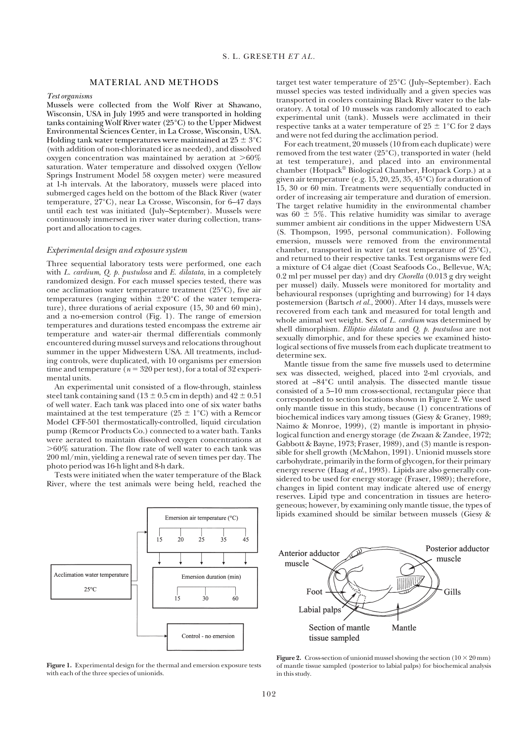## MATERIAL AND METHODS

### *Test organisms*

Mussels were collected from the Wolf River at Shawano, Wisconsin, USA in July 1995 and were transported in holding tanks containing Wolf River water (25°C) to the Upper Midwest Environmental Sciences Center, in La Crosse, Wisconsin, USA. Holding tank water temperatures were maintained at $25 \pm 3$°C (with addition of non-chlorinated ice as needed), and dissolved oxygen concentration was maintained by aeration at >60% saturation. Water temperature and dissolved oxygen (Yellow Springs Instrument Model 58 oxygen meter) were measured at 1-h intervals. At the laboratory, mussels were placed into submerged cages held on the bottom of the Black River (water temperature, 27°C), near La Crosse, Wisconsin, for 6–47 days until each test was initiated (July–September). Mussels were continuously immersed in river water during collection, transport and allocation to cages.

### *Experimental design and exposure system*

Three sequential laboratory tests were performed, one each with *L. cardium*, *Q. p. pustulosa* and *E. dilatata*, in a completely randomized design. For each mussel species tested, there was one acclimation water temperature treatment (25°C), five air temperatures (ranging within ±20°C of the water temperature), three durations of aerial exposure (15, 30 and 60 min), and a no-emersion control (Fig. 1). The range of emersion temperatures and durations tested encompass the extreme air temperature and water-air thermal differentials commonly encountered during mussel surveys and relocations throughout summer in the upper Midwestern USA. All treatments, including controls, were duplicated, with 10 organisms per emersion time and temperature ($n = 320$ per test), for a total of 32 experimental units.

An experimental unit consisted of a flow-through, stainless steel tank containing sand ($13 \pm 0.5$ cm in depth) and $42 \pm 0.5$ l of well water. Each tank was placed into one of six water baths maintained at the test temperature ($25 \pm 1$°C) with a Remcor Model CFF-501 thermostatically-controlled, liquid circulation pump (Remcor Products Co.) connected to a water bath. Tanks were aerated to maintain dissolved oxygen concentrations at >60% saturation. The flow rate of well water to each tank was 200 ml/min, yielding a renewal rate of seven times per day. The photo period was 16-h light and 8-h dark.

Tests were initiated when the water temperature of the Black River, where the test animals were being held, reached the target test water temperature of 25°C (July–September). Each mussel species was tested individually and a given species was transported in coolers containing Black River water to the laboratory. A total of 10 mussels was randomly allocated to each experimental unit (tank). Mussels were acclimated in their respective tanks at a water temperature of $25 \pm 1$°C for 2 days and were not fed during the acclimation period.

For each treatment, 20 mussels (10 from each duplicate) were removed from the test water (25°C), transported in water (held at test temperature), and placed into an environmental chamber (Hotpack® Biological Chamber, Hotpack Corp.) at a given air temperature (e.g. 15, 20, 25, 35, 45°C) for a duration of 15, 30 or 60 min. Treatments were sequentially conducted in order of increasing air temperature and duration of emersion. The target relative humidity in the environmental chamber was $60 \pm 5$%. This relative humidity was similar to average summer ambient air conditions in the upper Midwestern USA (S. Thompson, 1995, personal communication). Following emersion, mussels were removed from the environmental chamber, transported in water (at test temperature of 25°C), and returned to their respective tanks. Test organisms were fed a mixture of C4 algae diet (Coast Seafoods Co., Bellevue, WA; 0.2 ml per mussel per day) and dry *Chorella* (0.013 g dry weight per mussel) daily. Mussels were monitored for mortality and behavioural responses (uprighting and burrowing) for 14 days postemersion (Bartsch *et al.*, 2000). After 14 days, mussels were recovered from each tank and measured for total length and whole animal wet weight. Sex of *L. cardium* was determined by shell dimorphism. *Elliptio dilatata* and *Q. p. pustulosa* are not sexually dimorphic, and for these species we examined histological sections of five mussels from each duplicate treatment to determine sex.

Mantle tissue from the same five mussels used to determine sex was dissected, weighed, placed into 2-ml cryovials, and stored at −84°C until analysis. The dissected mantle tissue consisted of a 5–10 mm cross-sectional, rectangular piece that corresponded to section locations shown in Figure 2. We used only mantle tissue in this study, because (1) concentrations of biochemical indices vary among tissues (Giesy & Graney, 1989; Naimo & Monroe, 1999), (2) mantle is important in physiological function and energy storage (de Zwaan & Zandee, 1972; Gabbott & Bayne, 1973; Fraser, 1989), and (3) mantle is responsible for shell growth (McMahon, 1991). Unionid mussels store carbohydrate, primarily in the form of glycogen, for their primary energy reserve (Haag *et al.*, 1993). Lipids are also generally considered to be used for energy storage (Fraser, 1989); therefore, changes in lipid content may indicate altered use of energy reserves. Lipid type and concentration in tissues are heterogeneous; however, by examining only mantle tissue, the types of lipids examined should be similar between mussels (Giesy &

**Figure 1.** Experimental design for the thermal and emersion exposure tests with each of the three species of unionids.

**Figure 2.** Cross-section of unionid mussel showing the section (10 × 20 mm) of mantle tissue sampled (posterior to labial palps) for biochemical analysis in this study.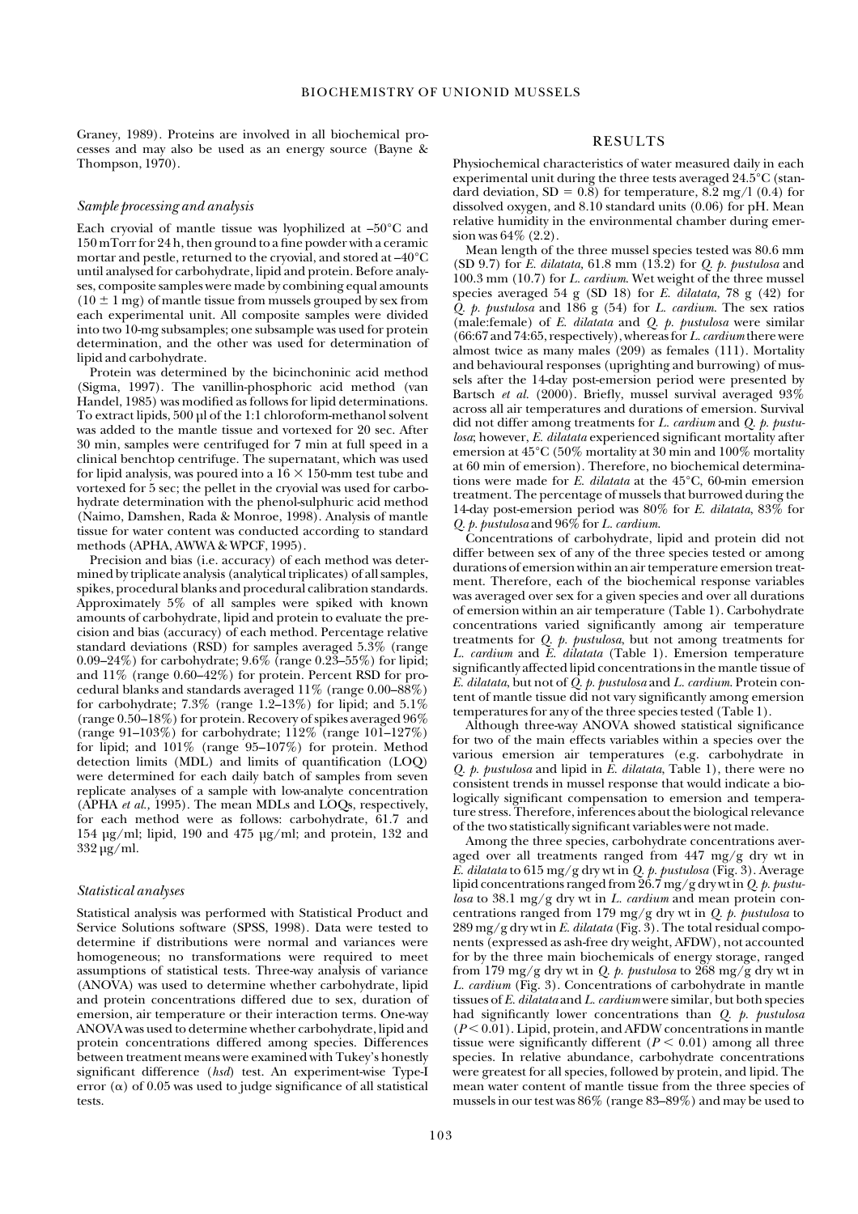Graney, 1989). Proteins are involved in all biochemical processes and may also be used as an energy source (Bayne & Thompson, 1970).

### *Sample processing and analysis*

Each cryovial of mantle tissue was lyophilized at –50°C and 150 mTorr for 24 h, then ground to a fine powder with a ceramic mortar and pestle, returned to the cryovial, and stored at –40°C until analysed for carbohydrate, lipid and protein. Before analyses, composite samples were made by combining equal amounts (10 ± 1 mg) of mantle tissue from mussels grouped by sex from each experimental unit. All composite samples were divided into two 10-mg subsamples; one subsample was used for protein determination, and the other was used for determination of lipid and carbohydrate.

Protein was determined by the bicinchoninic acid method (Sigma, 1997). The vanillin-phosphoric acid method (van Handel, 1985) was modified as follows for lipid determinations. To extract lipids, 500 µl of the 1:1 chloroform-methanol solvent was added to the mantle tissue and vortexed for 20 sec. After 30 min, samples were centrifuged for 7 min at full speed in a clinical benchtop centrifuge. The supernatant, which was used for lipid analysis, was poured into a 16 × 150-mm test tube and vortexed for 5 sec; the pellet in the cryovial was used for carbohydrate determination with the phenol-sulphuric acid method (Naimo, Damshen, Rada & Monroe, 1998). Analysis of mantle tissue for water content was conducted according to standard methods (APHA, AWWA & WPCF, 1995).

Precision and bias (i.e. accuracy) of each method was determined by triplicate analysis (analytical triplicates) of all samples, spikes, procedural blanks and procedural calibration standards. Approximately 5% of all samples were spiked with known amounts of carbohydrate, lipid and protein to evaluate the precision and bias (accuracy) of each method. Percentage relative standard deviations (RSD) for samples averaged 5.3% (range 0.09–24%) for carbohydrate; 9.6% (range 0.23–55%) for lipid; and 11% (range 0.60–42%) for protein. Percent RSD for procedural blanks and standards averaged 11% (range 0.00–88%) for carbohydrate; 7.3% (range 1.2–13%) for lipid; and 5.1% (range 0.50–18%) for protein. Recovery of spikes averaged 96% (range 91–103%) for carbohydrate; 112% (range 101–127%) for lipid; and 101% (range 95–107%) for protein. Method detection limits (MDL) and limits of quantification (LOQ) were determined for each daily batch of samples from seven replicate analyses of a sample with low-analyte concentration (APHA *et al.,* 1995). The mean MDLs and LOQs, respectively, for each method were as follows: carbohydrate, 61.7 and 154 µg/ml; lipid, 190 and 475 µg/ml; and protein, 132 and 332 µg/ml.

### *Statistical analyses*

Statistical analysis was performed with Statistical Product and Service Solutions software (SPSS, 1998). Data were tested to determine if distributions were normal and variances were homogeneous; no transformations were required to meet assumptions of statistical tests. Three-way analysis of variance (ANOVA) was used to determine whether carbohydrate, lipid and protein concentrations differed due to sex, duration of emersion, air temperature or their interaction terms. One-way ANOVA was used to determine whether carbohydrate, lipid and protein concentrations differed among species. Differences between treatment means were examined with Tukey's honestly significant difference (*hsd*) test. An experiment-wise Type-I error ($\alpha$) of 0.05 was used to judge significance of all statistical tests.

## RESULTS

Physiochemical characteristics of water measured daily in each experimental unit during the three tests averaged 24.5°C (standard deviation, SD = 0.8) for temperature, 8.2 mg/l (0.4) for dissolved oxygen, and 8.10 standard units (0.06) for pH. Mean relative humidity in the environmental chamber during emersion was 64% (2.2).

Mean length of the three mussel species tested was 80.6 mm (SD 9.7) for *E. dilatata,* 61.8 mm (13.2) for *Q. p. pustulosa* and 100.3 mm (10.7) for *L. cardium*. Wet weight of the three mussel species averaged 54 g (SD 18) for *E. dilatata,* 78 g (42) for *Q. p. pustulosa* and 186 g (54) for *L. cardium*. The sex ratios (male:female) of *E. dilatata* and *Q. p. pustulosa* were similar (66:67 and 74:65, respectively), whereas for *L. cardium* there were almost twice as many males (209) as females (111). Mortality and behavioural responses (uprighting and burrowing) of mussels after the 14-day post-emersion period were presented by Bartsch *et al.* (2000). Briefly, mussel survival averaged 93% across all air temperatures and durations of emersion. Survival did not differ among treatments for *L. cardium* and *Q. p. pustulosa*; however, *E. dilatata* experienced significant mortality after emersion at 45°C (50% mortality at 30 min and 100% mortality at 60 min of emersion). Therefore, no biochemical determinations were made for *E. dilatata* at the 45°C, 60-min emersion treatment. The percentage of mussels that burrowed during the 14-day post-emersion period was 80% for *E. dilatata*, 83% for *Q. p. pustulosa* and 96% for *L. cardium*.

Concentrations of carbohydrate, lipid and protein did not differ between sex of any of the three species tested or among durations of emersion within an air temperature emersion treatment. Therefore, each of the biochemical response variables was averaged over sex for a given species and over all durations of emersion within an air temperature (Table 1). Carbohydrate concentrations varied significantly among air temperature treatments for *Q. p. pustulosa*, but not among treatments for *L. cardium* and *E. dilatata* (Table 1). Emersion temperature significantly affected lipid concentrations in the mantle tissue of *E. dilatata*, but not of *Q. p. pustulosa* and *L. cardium*. Protein content of mantle tissue did not vary significantly among emersion temperatures for any of the three species tested (Table 1).

Although three-way ANOVA showed statistical significance for two of the main effects variables within a species over the various emersion air temperatures (e.g. carbohydrate in *Q. p. pustulosa* and lipid in *E. dilatata*, Table 1), there were no consistent trends in mussel response that would indicate a biologically significant compensation to emersion and temperature stress. Therefore, inferences about the biological relevance of the two statistically significant variables were not made.

Among the three species, carbohydrate concentrations averaged over all treatments ranged from 447 mg/g dry wt in *E. dilatata* to 615 mg/g dry wt in *Q. p. pustulosa* (Fig. 3). Average lipid concentrations ranged from 26.7 mg/g dry wt in *Q. p. pustulosa* to 38.1 mg/g dry wt in *L. cardium* and mean protein concentrations ranged from 179 mg/g dry wt in *Q. p. pustulosa* to 289 mg/g dry wt in *E. dilatata* (Fig. 3). The total residual components (expressed as ash-free dry weight, AFDW), not accounted for by the three main biochemicals of energy storage, ranged from 179 mg/g dry wt in *Q. p. pustulosa* to 268 mg/g dry wt in *L. cardium* (Fig. 3). Concentrations of carbohydrate in mantle tissues of *E. dilatata* and *L. cardium* were similar, but both species had significantly lower concentrations than *Q. p. pustulosa* ($P < 0.01$). Lipid, protein, and AFDW concentrations in mantle tissue were significantly different ($P < 0.01$) among all three species. In relative abundance, carbohydrate concentrations were greatest for all species, followed by protein, and lipid. The mean water content of mantle tissue from the three species of mussels in our test was 86% (range 83–89%) and may be used to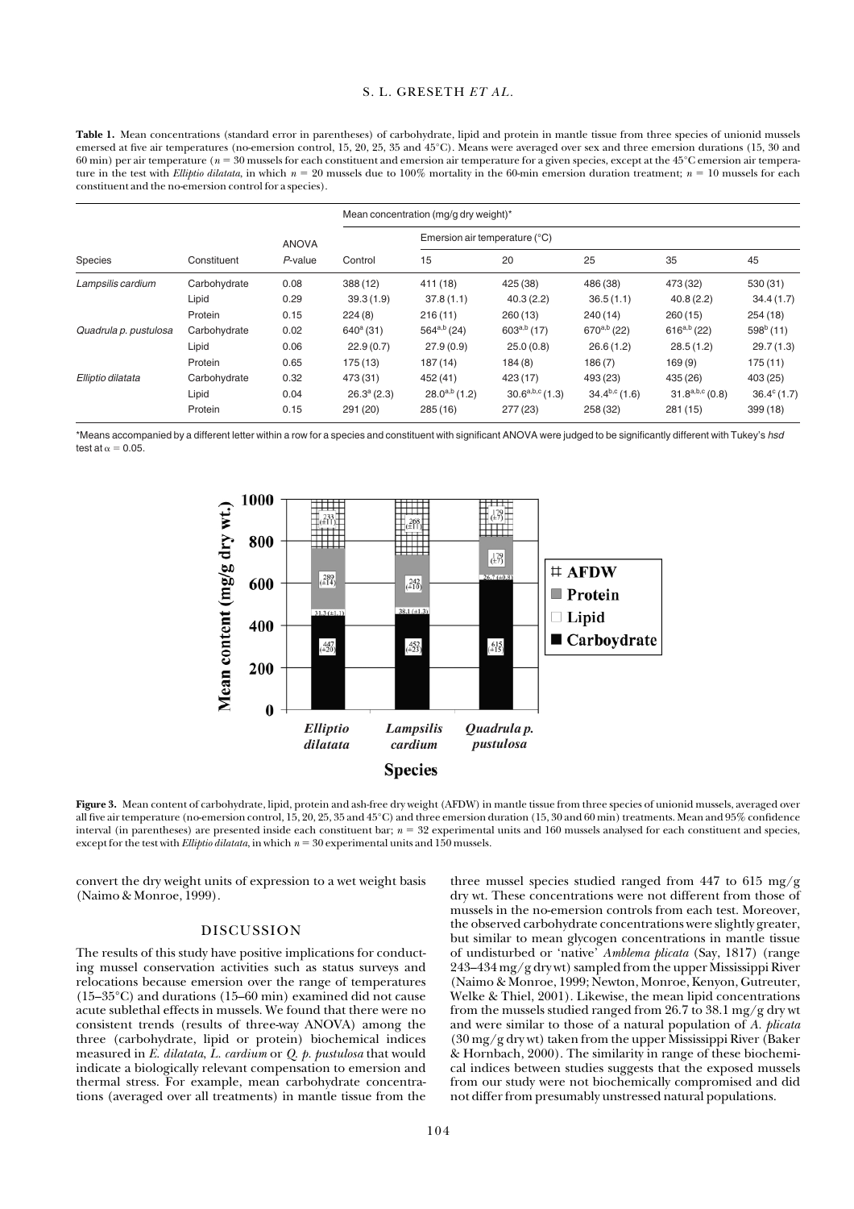**Table 1.** Mean concentrations (standard error in parentheses) of carbohydrate, lipid and protein in mantle tissue from three species of unionid mussels emersed at five air temperatures (no-emersion control, 15, 20, 25, 35 and 45°C). Means were averaged over sex and three emersion durations (15, 30 and 60 min) per air temperature ($n = 30$ mussels for each constituent and emersion air temperature for a given species, except at the 45°C emersion air temperature in the test with *Elliptio dilatata*, in which $n = 20$ mussels due to 100% mortality in the 60-min emersion duration treatment; $n = 10$ mussels for each constituent and the no-emersion control for a species).

| | | | Mean concentration (mg/g dry weight)* | | | | | |
|---|---|---|---|---|---|---|---|---|
| | | ANOVA | | Emersion air temperature (°C) | | | | |
| Species | Constituent | *P*-value | Control | 15 | 20 | 25 | 35 | 45 |
| *Lampsilis cardium* | Carbohydrate | 0.08 | 388 (12) | 411 (18) | 425 (38) | 486 (38) | 473 (32) | 530 (31) |
| | Lipid | 0.29 | 39.3 (1.9) | 37.8 (1.1) | 40.3 (2.2) | 36.5 (1.1) | 40.8 (2.2) | 34.4 (1.7) |
| | Protein | 0.15 | 224 (8) | 216 (11) | 260 (13) | 240 (14) | 260 (15) | 254 (18) |
| *Quadrula p. pustulosa* | Carbohydrate | 0.02 | 640[a] (31) | 564[a,b] (24) | 603[a,b] (17) | 670[a,b] (22) | 616[a,b] (22) | 598[b] (11) |
| | Lipid | 0.06 | 22.9 (0.7) | 27.9 (0.9) | 25.0 (0.8) | 26.6 (1.2) | 28.5 (1.2) | 29.7 (1.3) |
| | Protein | 0.65 | 175 (13) | 187 (14) | 184 (8) | 186 (7) | 169 (9) | 175 (11) |
| *Elliptio dilatata* | Carbohydrate | 0.32 | 473 (31) | 452 (41) | 423 (17) | 493 (23) | 435 (26) | 403 (25) |
| | Lipid | 0.04 | 26.3[a] (2.3) | 28.0[a,b] (1.2) | 30.6[a,b,c] (1.3) | 34.4[b,c] (1.6) | 31.8[a,b,c] (0.8) | 36.4[c] (1.7) |
| | Protein | 0.15 | 291 (20) | 285 (16) | 277 (23) | 258 (32) | 281 (15) | 399 (18) |

*Means accompanied by a different letter within a row for a species and constituent with significant ANOVA were judged to be significantly different with Tukey's *hsd* test at $\alpha = 0.05$.

**Figure 3.** Mean content of carbohydrate, lipid, protein and ash-free dry weight (AFDW) in mantle tissue from three species of unionid mussels, averaged over all five air temperature (no-emersion control, 15, 20, 25, 35 and 45°C) and three emersion duration (15, 30 and 60 min) treatments. Mean and 95% confidence interval (in parentheses) are presented inside each constituent bar; $n = 32$ experimental units and 160 mussels analysed for each constituent and species, except for the test with *Elliptio dilatata*, in which $n = 30$ experimental units and 150 mussels.

convert the dry weight units of expression to a wet weight basis (Naimo & Monroe, 1999).

## DISCUSSION

The results of this study have positive implications for conducting mussel conservation activities such as status surveys and relocations because emersion over the range of temperatures (15–35°C) and durations (15–60 min) examined did not cause acute sublethal effects in mussels. We found that there were no consistent trends (results of three-way ANOVA) among the three (carbohydrate, lipid or protein) biochemical indices measured in *E. dilatata*, *L. cardium* or *Q. p. pustulosa* that would indicate a biologically relevant compensation to emersion and thermal stress. For example, mean carbohydrate concentrations (averaged over all treatments) in mantle tissue from the three mussel species studied ranged from 447 to 615 mg/g dry wt. These concentrations were not different from those of mussels in the no-emersion controls from each test. Moreover, the observed carbohydrate concentrations were slightly greater, but similar to mean glycogen concentrations in mantle tissue of undisturbed or 'native' *Amblema plicata* (Say, 1817) (range 243–434 mg/g dry wt) sampled from the upper Mississippi River (Naimo & Monroe, 1999; Newton, Monroe, Kenyon, Gutreuter, Welke & Thiel, 2001). Likewise, the mean lipid concentrations from the mussels studied ranged from 26.7 to 38.1 mg/g dry wt and were similar to those of a natural population of *A. plicata* (30 mg/g dry wt) taken from the upper Mississippi River (Baker & Hornbach, 2000). The similarity in range of these biochemical indices between studies suggests that the exposed mussels from our study were not biochemically compromised and did not differ from presumably unstressed natural populations.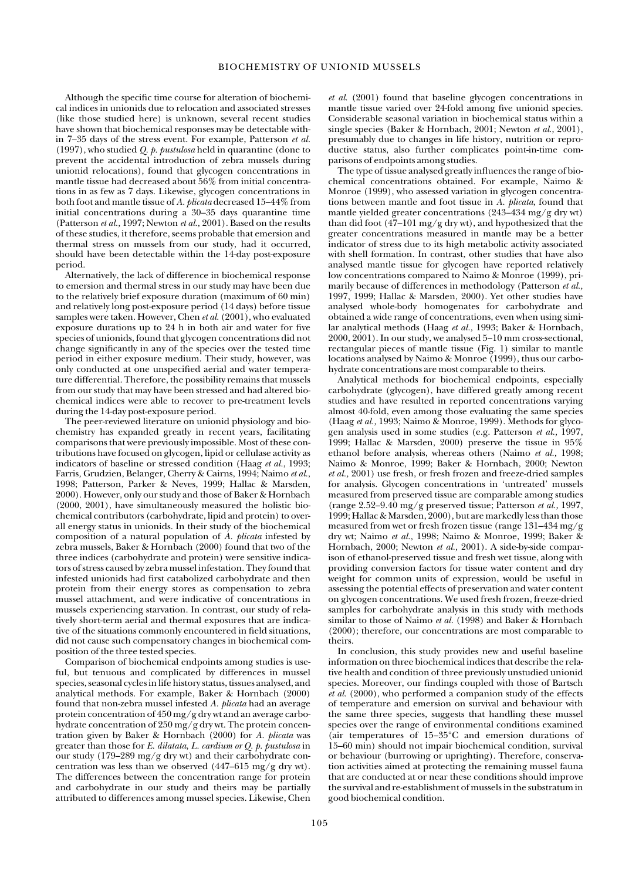Although the specific time course for alteration of biochemical indices in unionids due to relocation and associated stresses (like those studied here) is unknown, several recent studies have shown that biochemical responses may be detectable within 7–35 days of the stress event. For example, Patterson *et al.* (1997), who studied *Q. p. pustulosa* held in quarantine (done to prevent the accidental introduction of zebra mussels during unionid relocations), found that glycogen concentrations in mantle tissue had decreased about 56% from initial concentrations in as few as 7 days. Likewise, glycogen concentrations in both foot and mantle tissue of *A. plicata* decreased 15–44% from initial concentrations during a 30–35 days quarantine time (Patterson *et al.,* 1997; Newton *et al.,* 2001). Based on the results of these studies, it therefore, seems probable that emersion and thermal stress on mussels from our study, had it occurred, should have been detectable within the 14-day post-exposure period.

Alternatively, the lack of difference in biochemical response to emersion and thermal stress in our study may have been due to the relatively brief exposure duration (maximum of 60 min) and relatively long post-exposure period (14 days) before tissue samples were taken. However, Chen *et al.* (2001), who evaluated exposure durations up to 24 h in both air and water for five species of unionids, found that glycogen concentrations did not change significantly in any of the species over the tested time period in either exposure medium. Their study, however, was only conducted at one unspecified aerial and water temperature differential. Therefore, the possibility remains that mussels from our study that may have been stressed and had altered biochemical indices were able to recover to pre-treatment levels during the 14-day post-exposure period.

The peer-reviewed literature on unionid physiology and biochemistry has expanded greatly in recent years, facilitating comparisons that were previously impossible. Most of these contributions have focused on glycogen, lipid or cellulase activity as indicators of baseline or stressed condition (Haag *et al.*, 1993; Farris, Grudzien, Belanger, Cherry & Cairns, 1994; Naimo *et al.*, 1998; Patterson, Parker & Neves, 1999; Hallac & Marsden, 2000). However, only our study and those of Baker & Hornbach (2000, 2001), have simultaneously measured the holistic biochemical contributors (carbohydrate, lipid and protein) to overall energy status in unionids. In their study of the biochemical composition of a natural population of *A. plicata* infested by zebra mussels, Baker & Hornbach (2000) found that two of the three indices (carbohydrate and protein) were sensitive indicators of stress caused by zebra mussel infestation. They found that infested unionids had first catabolized carbohydrate and then protein from their energy stores as compensation to zebra mussel attachment, and were indicative of concentrations in mussels experiencing starvation. In contrast, our study of relatively short-term aerial and thermal exposures that are indicative of the situations commonly encountered in field situations, did not cause such compensatory changes in biochemical composition of the three tested species.

Comparison of biochemical endpoints among studies is useful, but tenuous and complicated by differences in mussel species, seasonal cycles in life history status, tissues analysed, and analytical methods. For example, Baker & Hornbach (2000) found that non-zebra mussel infested *A. plicata* had an average protein concentration of 450 mg/g dry wt and an average carbohydrate concentration of 250 mg/g dry wt. The protein concentration given by Baker & Hornbach (2000) for *A. plicata* was greater than those for *E. dilatata*, *L. cardium or Q. p. pustulosa* in our study (179–289 mg/g dry wt) and their carbohydrate concentration was less than we observed (447–615 mg/g dry wt). The differences between the concentration range for protein and carbohydrate in our study and theirs may be partially attributed to differences among mussel species. Likewise, Chen *et al.* (2001) found that baseline glycogen concentrations in mantle tissue varied over 24-fold among five unionid species. Considerable seasonal variation in biochemical status within a single species (Baker & Hornbach, 2001; Newton *et al.*, 2001), presumably due to changes in life history, nutrition or reproductive status, also further complicates point-in-time comparisons of endpoints among studies.

The type of tissue analysed greatly influences the range of biochemical concentrations obtained. For example, Naimo & Monroe (1999), who assessed variation in glycogen concentrations between mantle and foot tissue in *A. plicata*, found that mantle yielded greater concentrations (243–434 mg/g dry wt) than did foot (47–101 mg/g dry wt), and hypothesized that the greater concentrations measured in mantle may be a better indicator of stress due to its high metabolic activity associated with shell formation. In contrast, other studies that have also analysed mantle tissue for glycogen have reported relatively low concentrations compared to Naimo & Monroe (1999), primarily because of differences in methodology (Patterson *et al.*, 1997, 1999; Hallac & Marsden, 2000). Yet other studies have analysed whole-body homogenates for carbohydrate and obtained a wide range of concentrations, even when using similar analytical methods (Haag *et al.,* 1993; Baker & Hornbach, 2000, 2001). In our study, we analysed 5–10 mm cross-sectional, rectangular pieces of mantle tissue (Fig. 1) similar to mantle locations analysed by Naimo & Monroe (1999), thus our carbohydrate concentrations are most comparable to theirs.

Analytical methods for biochemical endpoints, especially carbohydrate (glycogen), have differed greatly among recent studies and have resulted in reported concentrations varying almost 40-fold, even among those evaluating the same species (Haag *et al.,* 1993; Naimo & Monroe, 1999). Methods for glycogen analysis used in some studies (e.g. Patterson *et al.,* 1997, 1999; Hallac & Marsden, 2000) preserve the tissue in 95% ethanol before analysis, whereas others (Naimo *et al.,* 1998; Naimo & Monroe, 1999; Baker & Hornbach, 2000; Newton *et al.,* 2001) use fresh, or fresh frozen and freeze-dried samples for analysis. Glycogen concentrations in 'untreated' mussels measured from preserved tissue are comparable among studies (range 2.52–9.40 mg/g preserved tissue; Patterson *et al.,* 1997, 1999; Hallac & Marsden, 2000), but are markedly less than those measured from wet or fresh frozen tissue (range 131–434 mg/g dry wt; Naimo *et al.,* 1998; Naimo & Monroe, 1999; Baker & Hornbach, 2000; Newton *et al.,* 2001). A side-by-side comparison of ethanol-preserved tissue and fresh wet tissue, along with providing conversion factors for tissue water content and dry weight for common units of expression, would be useful in assessing the potential effects of preservation and water content on glycogen concentrations. We used fresh frozen, freeze-dried samples for carbohydrate analysis in this study with methods similar to those of Naimo *et al.* (1998) and Baker & Hornbach (2000); therefore, our concentrations are most comparable to theirs.

In conclusion, this study provides new and useful baseline information on three biochemical indices that describe the relative health and condition of three previously unstudied unionid species. Moreover, our findings coupled with those of Bartsch *et al.* (2000), who performed a companion study of the effects of temperature and emersion on survival and behaviour with the same three species, suggests that handling these mussel species over the range of environmental conditions examined (air temperatures of 15–35°C and emersion durations of 15–60 min) should not impair biochemical condition, survival or behaviour (burrowing or uprighting). Therefore, conservation activities aimed at protecting the remaining mussel fauna that are conducted at or near these conditions should improve the survival and re-establishment of mussels in the substratum in good biochemical condition.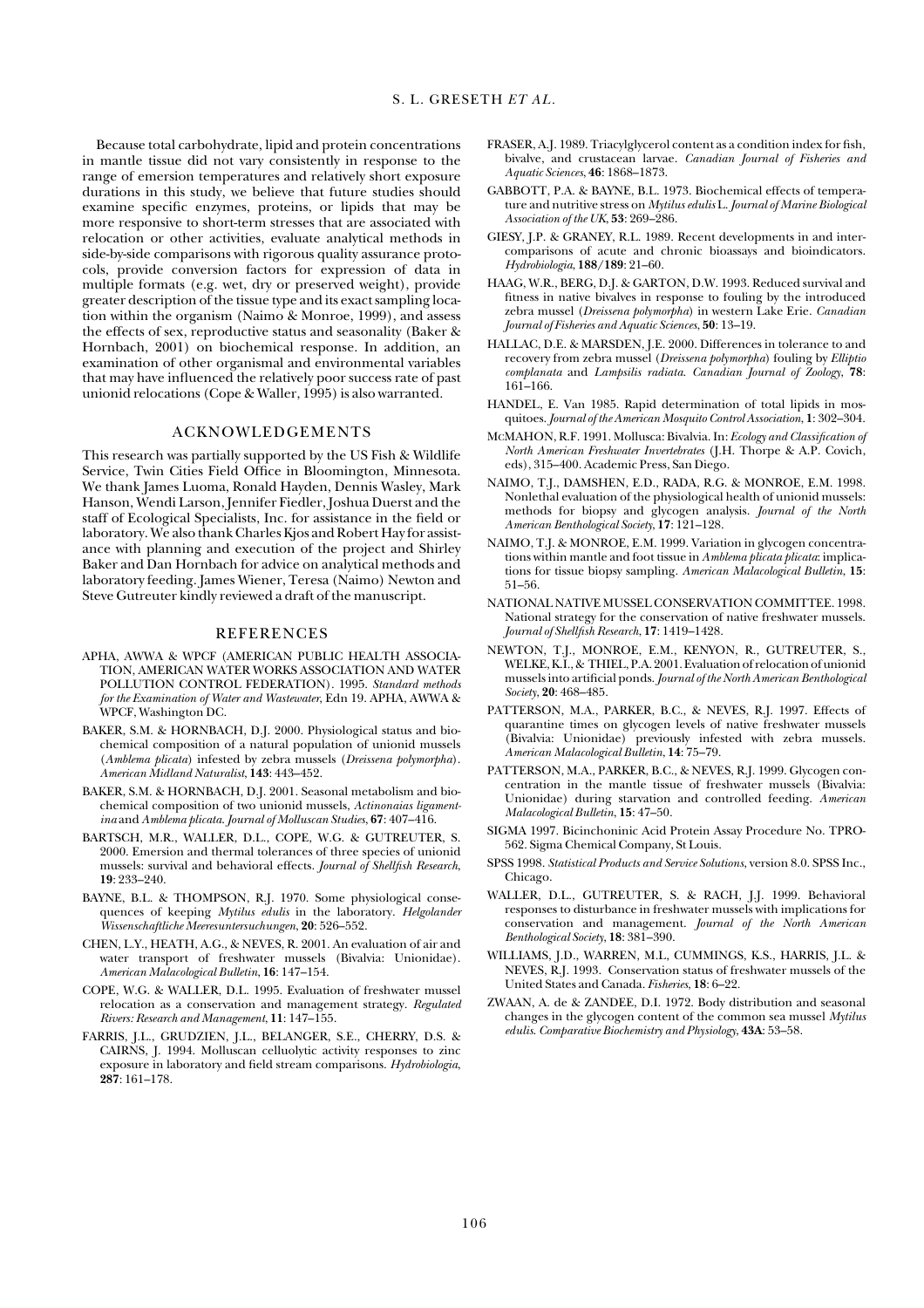Because total carbohydrate, lipid and protein concentrations in mantle tissue did not vary consistently in response to the range of emersion temperatures and relatively short exposure durations in this study, we believe that future studies should examine specific enzymes, proteins, or lipids that may be more responsive to short-term stresses that are associated with relocation or other activities, evaluate analytical methods in side-by-side comparisons with rigorous quality assurance protocols, provide conversion factors for expression of data in multiple formats (e.g. wet, dry or preserved weight), provide greater description of the tissue type and its exact sampling location within the organism (Naimo & Monroe, 1999), and assess the effects of sex, reproductive status and seasonality (Baker & Hornbach, 2001) on biochemical response. In addition, an examination of other organismal and environmental variables that may have influenced the relatively poor success rate of past unionid relocations (Cope & Waller, 1995) is also warranted.

## ACKNOWLEDGEMENTS

This research was partially supported by the US Fish & Wildlife Service, Twin Cities Field Office in Bloomington, Minnesota. We thank James Luoma, Ronald Hayden, Dennis Wasley, Mark Hanson, Wendi Larson, Jennifer Fiedler, Joshua Duerst and the staff of Ecological Specialists, Inc. for assistance in the field or laboratory. We also thank Charles Kjos and Robert Hay for assistance with planning and execution of the project and Shirley Baker and Dan Hornbach for advice on analytical methods and laboratory feeding. James Wiener, Teresa (Naimo) Newton and Steve Gutreuter kindly reviewed a draft of the manuscript.

## REFERENCES

APHA, AWWA & WPCF (AMERICAN PUBLIC HEALTH ASSOCIATION, AMERICAN WATER WORKS ASSOCIATION AND WATER POLLUTION CONTROL FEDERATION). 1995. *Standard methods for the Examination of Water and Wastewater*, Edn 19. APHA, AWWA & WPCF, Washington DC.

BAKER, S.M. & HORNBACH, D.J. 2000. Physiological status and biochemical composition of a natural population of unionid mussels (*Amblema plicata*) infested by zebra mussels (*Dreissena polymorpha*). *American Midland Naturalist*, **143**: 443–452.

BAKER, S.M. & HORNBACH, D.J. 2001. Seasonal metabolism and biochemical composition of two unionid mussels, *Actinonaias ligamentina* and *Amblema plicata*. *Journal of Molluscan Studies*, **67**: 407–416.

BARTSCH, M.R., WALLER, D.L., COPE, W.G. & GUTREUTER, S. 2000. Emersion and thermal tolerances of three species of unionid mussels: survival and behavioral effects. *Journal of Shellfish Research*, **19**: 233–240.

BAYNE, B.L. & THOMPSON, R.J. 1970. Some physiological consequences of keeping *Mytilus edulis* in the laboratory. *Helgolander Wissenschaftliche Meeresuntersuchungen*, **20**: 526–552.

CHEN, L.Y., HEATH, A.G., & NEVES, R. 2001. An evaluation of air and water transport of freshwater mussels (Bivalvia: Unionidae). *American Malacological Bulletin*, **16**: 147–154.

COPE, W.G. & WALLER, D.L. 1995. Evaluation of freshwater mussel relocation as a conservation and management strategy. *Regulated Rivers: Research and Management*, **11**: 147–155.

FARRIS, J.L., GRUDZIEN, J.L., BELANGER, S.E., CHERRY, D.S. & CAIRNS, J. 1994. Molluscan celluolytic activity responses to zinc exposure in laboratory and field stream comparisons. *Hydrobiologia*, **287**: 161–178.

FRASER, A.J. 1989. Triacylglycerol content as a condition index for fish, bivalve, and crustacean larvae. *Canadian Journal of Fisheries and Aquatic Sciences*, **46**: 1868–1873.

GABBOTT, P.A. & BAYNE, B.L. 1973. Biochemical effects of temperature and nutritive stress on *Mytilus edulis* L. *Journal of Marine Biological Association of the UK*, **53**: 269–286.

GIESY, J.P. & GRANEY, R.L. 1989. Recent developments in and intercomparisons of acute and chronic bioassays and bioindicators. *Hydrobiologia*, **188/189**: 21–60.

HAAG, W.R., BERG, D.J. & GARTON, D.W. 1993. Reduced survival and fitness in native bivalves in response to fouling by the introduced zebra mussel (*Dreissena polymorpha*) in western Lake Erie. *Canadian Journal of Fisheries and Aquatic Sciences*, **50**: 13–19.

HALLAC, D.E. & MARSDEN, J.E. 2000. Differences in tolerance to and recovery from zebra mussel (*Dreissena polymorpha*) fouling by *Elliptio complanata* and *Lampsilis radiata*. *Canadian Journal of Zoology*, **78**: 161–166.

HANDEL, E. Van 1985. Rapid determination of total lipids in mosquitoes. *Journal of the American Mosquito Control Association*, **1**: 302–304.

McMAHON, R.F. 1991. Mollusca: Bivalvia. In: *Ecology and Classification of North American Freshwater Invertebrates* (J.H. Thorpe & A.P. Covich, eds), 315–400. Academic Press, San Diego.

NAIMO, T.J., DAMSHEN, E.D., RADA, R.G. & MONROE, E.M. 1998. Nonlethal evaluation of the physiological health of unionid mussels: methods for biopsy and glycogen analysis. *Journal of the North American Benthological Society*, **17**: 121–128.

NAIMO, T.J. & MONROE, E.M. 1999. Variation in glycogen concentrations within mantle and foot tissue in *Amblema plicata plicata*: implications for tissue biopsy sampling. *American Malacological Bulletin*, **15**: 51–56.

NATIONAL NATIVE MUSSEL CONSERVATION COMMITTEE. 1998. National strategy for the conservation of native freshwater mussels. *Journal of Shellfish Research*, **17**: 1419–1428.

NEWTON, T.J., MONROE, E.M., KENYON, R., GUTREUTER, S., WELKE, K.I., & THIEL, P.A. 2001. Evaluation of relocation of unionid mussels into artificial ponds. *Journal of the North American Benthological Society*, **20**: 468–485.

PATTERSON, M.A., PARKER, B.C., & NEVES, R.J. 1997. Effects of quarantine times on glycogen levels of native freshwater mussels (Bivalvia: Unionidae) previously infested with zebra mussels. *American Malacological Bulletin*, **14**: 75–79.

PATTERSON, M.A., PARKER, B.C., & NEVES, R.J. 1999. Glycogen concentration in the mantle tissue of freshwater mussels (Bivalvia: Unionidae) during starvation and controlled feeding. *American Malacological Bulletin*, **15**: 47–50.

SIGMA 1997. Bicinchoninic Acid Protein Assay Procedure No. TPRO-562. Sigma Chemical Company, St Louis.

SPSS 1998. *Statistical Products and Service Solutions*, version 8.0. SPSS Inc., Chicago.

WALLER, D.L., GUTREUTER, S. & RACH, J.J. 1999. Behavioral responses to disturbance in freshwater mussels with implications for conservation and management. *Journal of the North American Benthological Society*, **18**: 381–390.

WILLIAMS, J.D., WARREN, M.L, CUMMINGS, K.S., HARRIS, J.L. & NEVES, R.J. 1993. Conservation status of freshwater mussels of the United States and Canada. *Fisheries*, **18**: 6–22.

ZWAAN, A. de & ZANDEE, D.I. 1972. Body distribution and seasonal changes in the glycogen content of the common sea mussel *Mytilus edulis*. *Comparative Biochemistry and Physiology*, **43A**: 53–58.